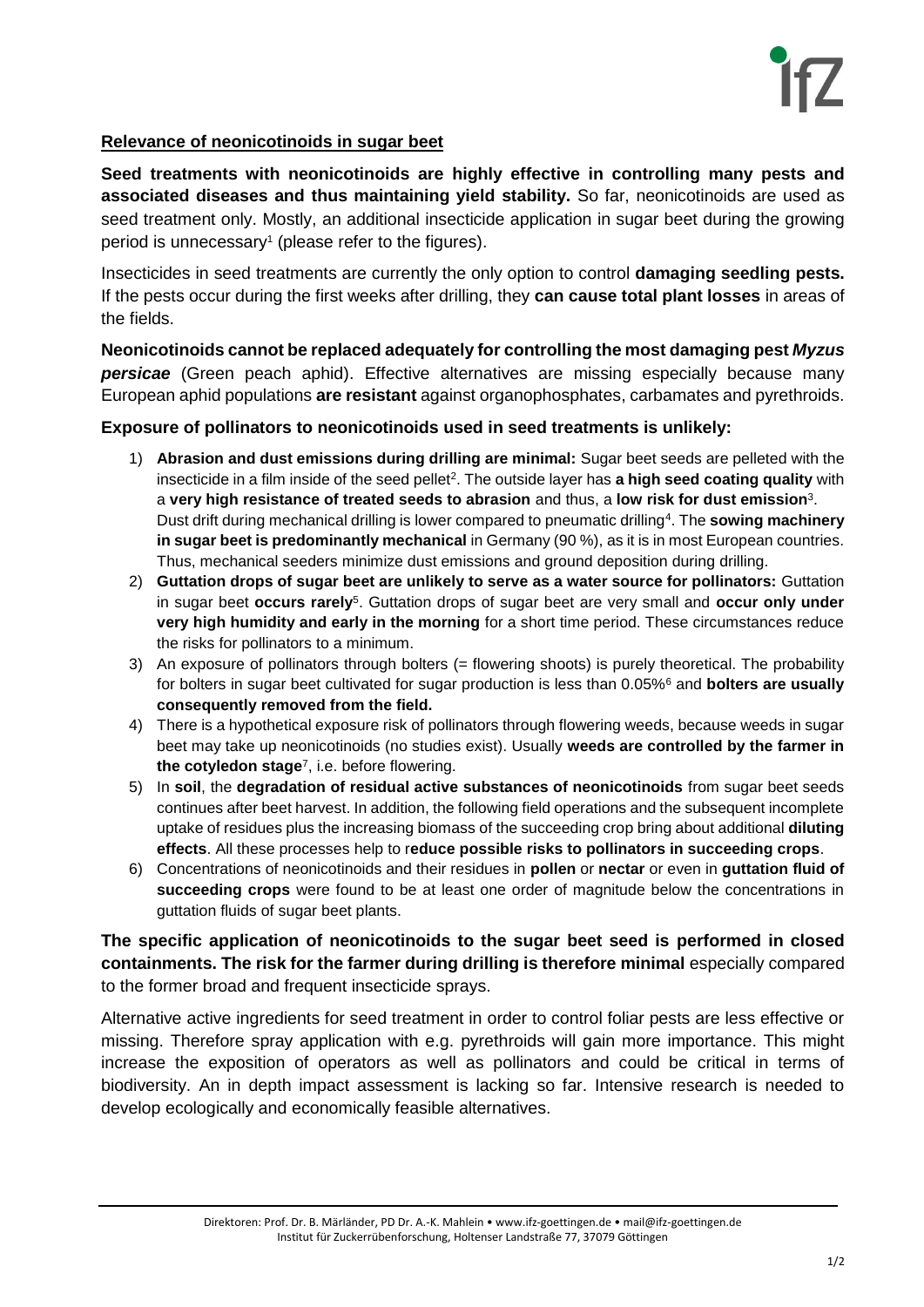## Relevance of neonicotinoids in sugar beet

**Seed treatments with neonicotinoids are highly effective in controlling many pests and associated diseases and thus maintaining yield stability.** So far, neonicotinoids are used as seed treatment only. Mostly, an additional insecticide application in sugar beet during the growing period is unnecessary[1] (please refer to the figures).

Insecticides in seed treatments are currently the only option to control **damaging seedling pests.** If the pests occur during the first weeks after drilling, they **can cause total plant losses** in areas of the fields.

**Neonicotinoids cannot be replaced adequately for controlling the most damaging pest *Myzus persicae*** (Green peach aphid). Effective alternatives are missing especially because many European aphid populations **are resistant** against organophosphates, carbamates and pyrethroids.

**Exposure of pollinators to neonicotinoids used in seed treatments is unlikely:**

1) **Abrasion and dust emissions during drilling are minimal:** Sugar beet seeds are pelleted with the insecticide in a film inside of the seed pellet[2]. The outside layer has **a high seed coating quality** with a **very high resistance of treated seeds to abrasion** and thus, a **low risk for dust emission**[3]. Dust drift during mechanical drilling is lower compared to pneumatic drilling[4]. The **sowing machinery in sugar beet is predominantly mechanical** in Germany (90 %), as it is in most European countries. Thus, mechanical seeders minimize dust emissions and ground deposition during drilling.
2) **Guttation drops of sugar beet are unlikely to serve as a water source for pollinators:** Guttation in sugar beet **occurs rarely**[5]. Guttation drops of sugar beet are very small and **occur only under very high humidity and early in the morning** for a short time period. These circumstances reduce the risks for pollinators to a minimum.
3) An exposure of pollinators through bolters (= flowering shoots) is purely theoretical. The probability for bolters in sugar beet cultivated for sugar production is less than 0.05%[6] and **bolters are usually consequently removed from the field.**
4) There is a hypothetical exposure risk of pollinators through flowering weeds, because weeds in sugar beet may take up neonicotinoids (no studies exist). Usually **weeds are controlled by the farmer in the cotyledon stage**[7], i.e. before flowering.
5) In **soil**, the **degradation of residual active substances of neonicotinoids** from sugar beet seeds continues after beet harvest. In addition, the following field operations and the subsequent incomplete uptake of residues plus the increasing biomass of the succeeding crop bring about additional **diluting effects**. All these processes help to r**educe possible risks to pollinators in succeeding crops**.
6) Concentrations of neonicotinoids and their residues in **pollen** or **nectar** or even in **guttation fluid of succeeding crops** were found to be at least one order of magnitude below the concentrations in guttation fluids of sugar beet plants.

**The specific application of neonicotinoids to the sugar beet seed is performed in closed containments. The risk for the farmer during drilling is therefore minimal** especially compared to the former broad and frequent insecticide sprays.

Alternative active ingredients for seed treatment in order to control foliar pests are less effective or missing. Therefore spray application with e.g. pyrethroids will gain more importance. This might increase the exposition of operators as well as pollinators and could be critical in terms of biodiversity. An in depth impact assessment is lacking so far. Intensive research is needed to develop ecologically and economically feasible alternatives.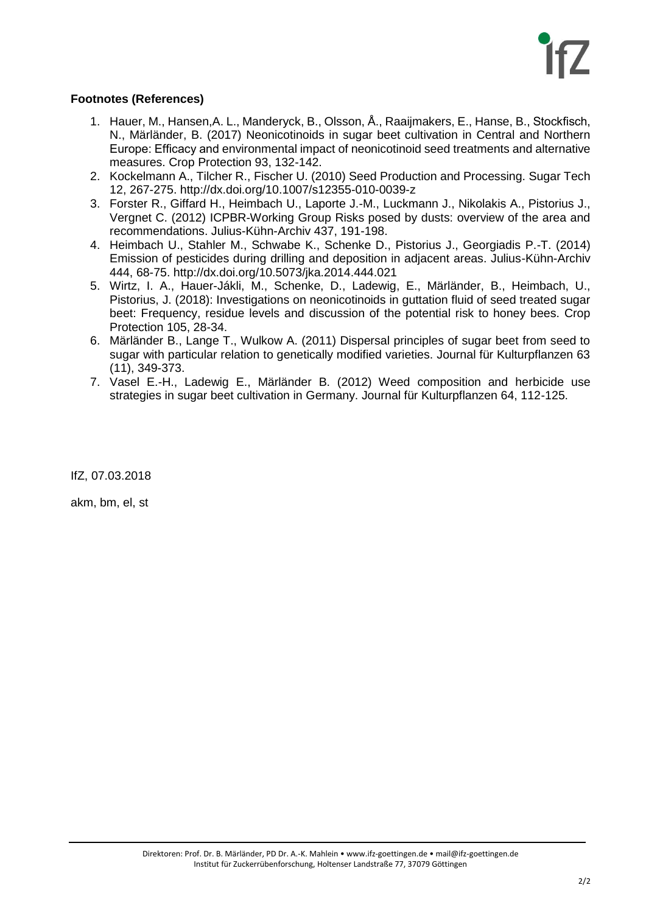**Footnotes (References)**

1. Hauer, M., Hansen,A. L., Manderyck, B., Olsson, Å., Raaijmakers, E., Hanse, B., Stockfisch, N., Märländer, B. (2017) Neonicotinoids in sugar beet cultivation in Central and Northern Europe: Efficacy and environmental impact of neonicotinoid seed treatments and alternative measures. Crop Protection 93, 132-142.
2. Kockelmann A., Tilcher R., Fischer U. (2010) Seed Production and Processing. Sugar Tech 12, 267-275. http://dx.doi.org/10.1007/s12355-010-0039-z
3. Forster R., Giffard H., Heimbach U., Laporte J.-M., Luckmann J., Nikolakis A., Pistorius J., Vergnet C. (2012) ICPBR-Working Group Risks posed by dusts: overview of the area and recommendations. Julius-Kühn-Archiv 437, 191-198.
4. Heimbach U., Stahler M., Schwabe K., Schenke D., Pistorius J., Georgiadis P.-T. (2014) Emission of pesticides during drilling and deposition in adjacent areas. Julius-Kühn-Archiv 444, 68-75. http://dx.doi.org/10.5073/jka.2014.444.021
5. Wirtz, I. A., Hauer-Jákli, M., Schenke, D., Ladewig, E., Märländer, B., Heimbach, U., Pistorius, J. (2018): Investigations on neonicotinoids in guttation fluid of seed treated sugar beet: Frequency, residue levels and discussion of the potential risk to honey bees. Crop Protection 105, 28-34.
6. Märländer B., Lange T., Wulkow A. (2011) Dispersal principles of sugar beet from seed to sugar with particular relation to genetically modified varieties. Journal für Kulturpflanzen 63 (11), 349-373.
7. Vasel E.-H., Ladewig E., Märländer B. (2012) Weed composition and herbicide use strategies in sugar beet cultivation in Germany. Journal für Kulturpflanzen 64, 112-125.

IfZ, 07.03.2018

akm, bm, el, st